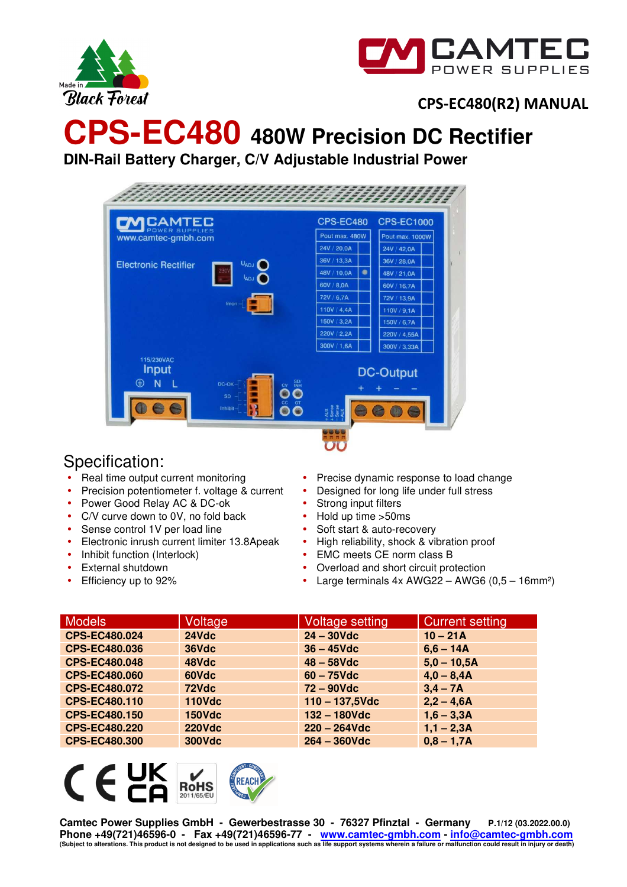CPS-EC480(R2) MANUAL

# CPS-EC480 480W Precision DC Rectifier

## DIN-Rail Battery Charger, C/V Adjustable Industrial Power

## Specification:

- Real time output current monitoring
- Precision potentiometer f. voltage & current
- Power Good Relay AC & DC-ok
- C/V curve down to 0V, no fold back
- Sense control 1V per load line
- Electronic inrush current limiter 13.8Apeak
- Inhibit function (Interlock)
- External shutdown
- Efficiency up to 92%
- Precise dynamic response to load change
- Designed for long life under full stress
- Strong input filters
- Hold up time >50ms
- Soft start & auto-recovery
- High reliability, shock & vibration proof
- EMC meets CE norm class B
- Overload and short circuit protection
- Large terminals 4x AWG22 – AWG6 (0,5 – 16mm²)

| Models | Voltage | Voltage setting | Current setting |
|---|---|---|---|
| **CPS-EC480.024** | **24Vdc** | **24 – 30Vdc** | **10 – 21A** |
| **CPS-EC480.036** | **36Vdc** | **36 – 45Vdc** | **6,6 – 14A** |
| **CPS-EC480.048** | **48Vdc** | **48 – 58Vdc** | **5,0 – 10,5A** |
| **CPS-EC480.060** | **60Vdc** | **60 – 75Vdc** | **4,0 – 8,4A** |
| **CPS-EC480.072** | **72Vdc** | **72 – 90Vdc** | **3,4 – 7A** |
| **CPS-EC480.110** | **110Vdc** | **110 – 137,5Vdc** | **2,2 – 4,6A** |
| **CPS-EC480.150** | **150Vdc** | **132 – 180Vdc** | **1,6 – 3,3A** |
| **CPS-EC480.220** | **220Vdc** | **220 – 264Vdc** | **1,1 – 2,3A** |
| **CPS-EC480.300** | **300Vdc** | **264 – 360Vdc** | **0,8 – 1,7A** |

**Camtec Power Supplies GmbH - Gewerbestrasse 30 - 76327 Pfinztal - Germany** **P.1/12 (03.2022.00.0)**
**Phone +49(721)46596-0 - Fax +49(721)46596-77 - www.camtec-gmbh.com - info@camtec-gmbh.com**
**(Subject to alterations. This product is not designed to be used in applications such as life support systems wherein a failure or malfunction could result in injury or death)**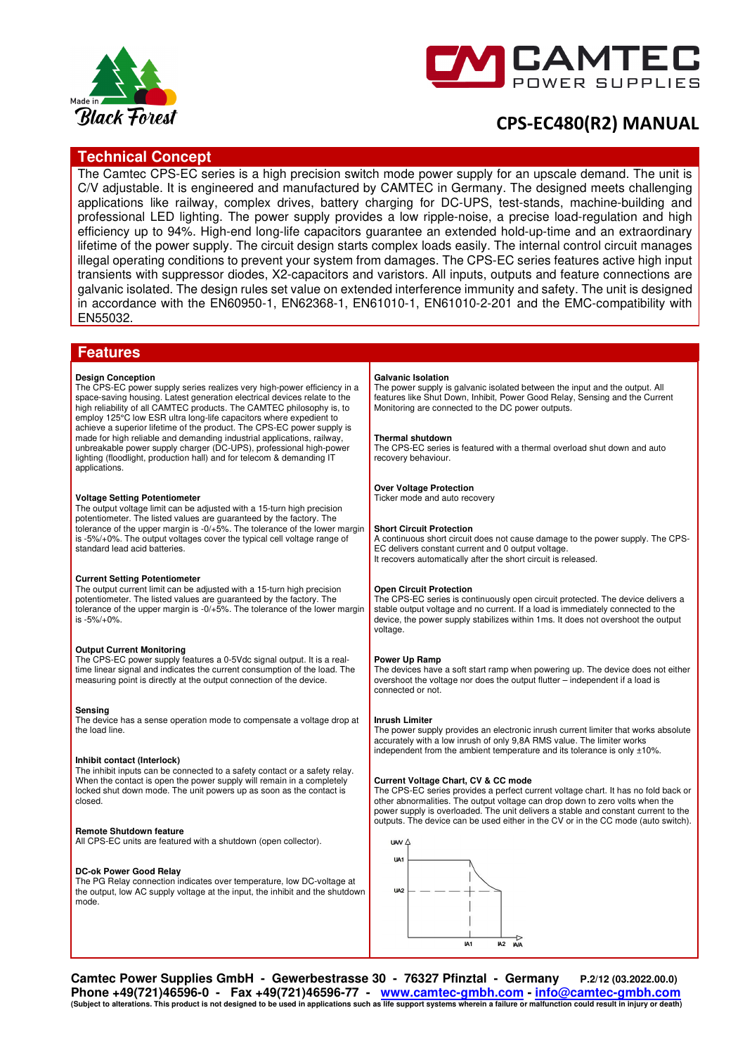# CPS-EC480(R2) MANUAL

## Technical Concept

The Camtec CPS-EC series is a high precision switch mode power supply for an upscale demand. The unit is C/V adjustable. It is engineered and manufactured by CAMTEC in Germany. The designed meets challenging applications like railway, complex drives, battery charging for DC-UPS, test-stands, machine-building and professional LED lighting. The power supply provides a low ripple-noise, a precise load-regulation and high efficiency up to 94%. High-end long-life capacitors guarantee an extended hold-up-time and an extraordinary lifetime of the power supply. The circuit design starts complex loads easily. The internal control circuit manages illegal operating conditions to prevent your system from damages. The CPS-EC series features active high input transients with suppressor diodes, X2-capacitors and varistors. All inputs, outputs and feature connections are galvanic isolated. The design rules set value on extended interference immunity and safety. The unit is designed in accordance with the EN60950-1, EN62368-1, EN61010-1, EN61010-2-201 and the EMC-compatibility with EN55032.

## Features

**Design Conception**
The CPS-EC power supply series realizes very high-power efficiency in a space-saving housing. Latest generation electrical devices relate to the high reliability of all CAMTEC products. The CAMTEC philosophy is, to employ 125°C low ESR ultra long-life capacitors where expedient to achieve a superior lifetime of the product. The CPS-EC power supply is made for high reliable and demanding industrial applications, railway, unbreakable power supply charger (DC-UPS), professional high-power lighting (floodlight, production hall) and for telecom & demanding IT applications.

**Voltage Setting Potentiometer**
The output voltage limit can be adjusted with a 15-turn high precision potentiometer. The listed values are guaranteed by the factory. The tolerance of the upper margin is -0/+5%. The tolerance of the lower margin is -5%/+0%. The output voltages cover the typical cell voltage range of standard lead acid batteries.

**Current Setting Potentiometer**
The output current limit can be adjusted with a 15-turn high precision potentiometer. The listed values are guaranteed by the factory. The tolerance of the upper margin is -0/+5%. The tolerance of the lower margin is -5%/+0%.

**Output Current Monitoring**
The CPS-EC power supply features a 0-5Vdc signal output. It is a real-time linear signal and indicates the current consumption of the load. The measuring point is directly at the output connection of the device.

**Sensing**
The device has a sense operation mode to compensate a voltage drop at the load line.

**Inhibit contact (Interlock)**
The inhibit inputs can be connected to a safety contact or a safety relay. When the contact is open the power supply will remain in a completely locked shut down mode. The unit powers up as soon as the contact is closed.

**Remote Shutdown feature**
All CPS-EC units are featured with a shutdown (open collector).

**DC-ok Power Good Relay**
The PG Relay connection indicates over temperature, low DC-voltage at the output, low AC supply voltage at the input, the inhibit and the shutdown mode.

**Galvanic Isolation**
The power supply is galvanic isolated between the input and the output. All features like Shut Down, Inhibit, Power Good Relay, Sensing and the Current Monitoring are connected to the DC power outputs.

**Thermal shutdown**
The CPS-EC series is featured with a thermal overload shut down and auto recovery behaviour.

**Over Voltage Protection**
Ticker mode and auto recovery

**Short Circuit Protection**
A continuous short circuit does not cause damage to the power supply. The CPS-EC delivers constant current and 0 output voltage.
It recovers automatically after the short circuit is released.

**Open Circuit Protection**
The CPS-EC series is continuously open circuit protected. The device delivers a stable output voltage and no current. If a load is immediately connected to the device, the power supply stabilizes within 1ms. It does not overshoot the output voltage.

**Power Up Ramp**
The devices have a soft start ramp when powering up. The device does not either overshoot the voltage nor does the output flutter – independent if a load is connected or not.

**Inrush Limiter**
The power supply provides an electronic inrush current limiter that works absolute accurately with a low inrush of only 9,8A RMS value. The limiter works independent from the ambient temperature and its tolerance is only ±10%.

**Current Voltage Chart, CV & CC mode**
The CPS-EC series provides a perfect current voltage chart. It has no fold back or other abnormalities. The output voltage can drop down to zero volts when the power supply is overloaded. The unit delivers a stable and constant current to the outputs. The device can be used either in the CV or in the CC mode (auto switch).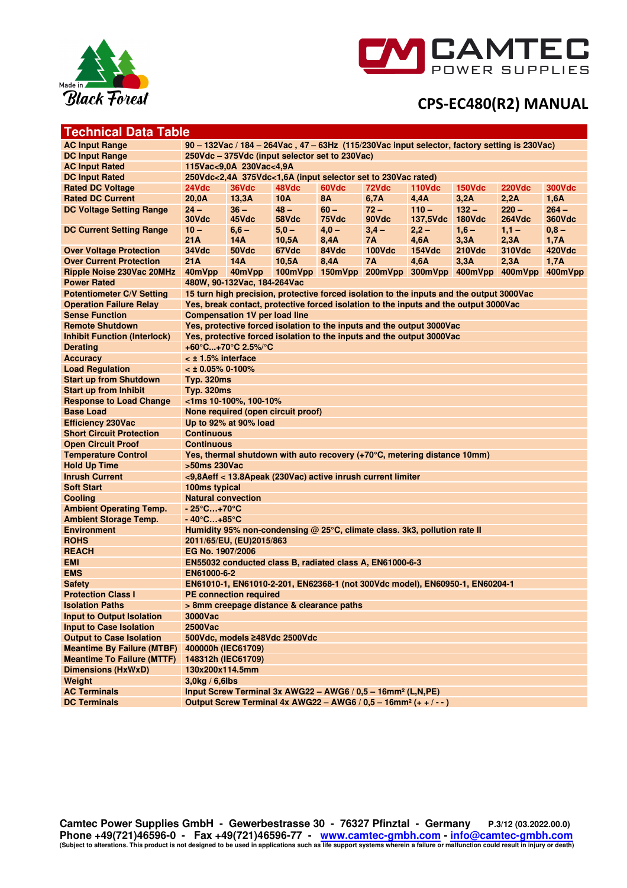# CPS-EC480(R2) MANUAL

## Technical Data Table

| Parameter | | | | | | | | | |
|---|---|---|---|---|---|---|---|---|---|
| **AC Input Range** | 90 – 132Vac / 184 – 264Vac , 47 – 63Hz (115/230Vac input selector, factory setting is 230Vac) | | | | | | | | |
| **DC Input Range** | 250Vdc – 375Vdc (input selector set to 230Vac) | | | | | | | | |
| **AC Input Rated** | 115Vac<9,0A 230Vac<4,9A | | | | | | | | |
| **DC Input Rated** | 250Vdc<2,4A 375Vdc<1,6A (input selector set to 230Vac rated) | | | | | | | | |
| **Rated DC Voltage** | 24Vdc | 36Vdc | 48Vdc | 60Vdc | 72Vdc | 110Vdc | 150Vdc | 220Vdc | 300Vdc |
| **Rated DC Current** | 20,0A | 13,3A | 10A | 8A | 6,7A | 4,4A | 3,2A | 2,2A | 1,6A |
| **DC Voltage Setting Range** | 24 – 30Vdc | 36 – 45Vdc | 48 – 58Vdc | 60 – 75Vdc | 72 – 90Vdc | 110 – 137,5Vdc | 132 – 180Vdc | 220 – 264Vdc | 264 – 360Vdc |
| **DC Current Setting Range** | 10 – 21A | 6,6 – 14A | 5,0 – 10,5A | 4,0 – 8,4A | 3,4 – 7A | 2,2 – 4,6A | 1,6 – 3,3A | 1,1 – 2,3A | 0,8 – 1,7A |
| **Over Voltage Protection** | 34Vdc | 50Vdc | 67Vdc | 84Vdc | 100Vdc | 154Vdc | 210Vdc | 310Vdc | 420Vdc |
| **Over Current Protection** | 21A | 14A | 10,5A | 8,4A | 7A | 4,6A | 3,3A | 2,3A | 1,7A |
| **Ripple Noise 230Vac 20MHz** | 40mVpp | 40mVpp | 100mVpp | 150mVpp | 200mVpp | 300mVpp | 400mVpp | 400mVpp | 400mVpp |
| **Power Rated** | 480W, 90-132Vac, 184-264Vac | | | | | | | | |
| **Potentiometer C/V Setting** | 15 turn high precision, protective forced isolation to the inputs and the output 3000Vac | | | | | | | | |
| **Operation Failure Relay** | Yes, break contact, protective forced isolation to the inputs and the output 3000Vac | | | | | | | | |
| **Sense Function** | Compensation 1V per load line | | | | | | | | |
| **Remote Shutdown** | Yes, protective forced isolation to the inputs and the output 3000Vac | | | | | | | | |
| **Inhibit Function (Interlock)** | Yes, protective forced isolation to the inputs and the output 3000Vac | | | | | | | | |
| **Derating** | +60°C...+70°C 2.5%/°C | | | | | | | | |
| **Accuracy** | < ± 1.5% interface | | | | | | | | |
| **Load Regulation** | < ± 0.05% 0-100% | | | | | | | | |
| **Start up from Shutdown** | Typ. 320ms | | | | | | | | |
| **Start up from Inhibit** | Typ. 320ms | | | | | | | | |
| **Response to Load Change** | <1ms 10-100%, 100-10% | | | | | | | | |
| **Base Load** | None required (open circuit proof) | | | | | | | | |
| **Efficiency 230Vac** | Up to 92% at 90% load | | | | | | | | |
| **Short Circuit Protection** | Continuous | | | | | | | | |
| **Open Circuit Proof** | Continuous | | | | | | | | |
| **Temperature Control** | Yes, thermal shutdown with auto recovery (+70°C, metering distance 10mm) | | | | | | | | |
| **Hold Up Time** | >50ms 230Vac | | | | | | | | |
| **Inrush Current** | <9,8Aeff < 13.8Apeak (230Vac) active inrush current limiter | | | | | | | | |
| **Soft Start** | 100ms typical | | | | | | | | |
| **Cooling** | Natural convection | | | | | | | | |
| **Ambient Operating Temp.** | - 25°C...+70°C | | | | | | | | |
| **Ambient Storage Temp.** | - 40°C...+85°C | | | | | | | | |
| **Environment** | Humidity 95% non-condensing @ 25°C, climate class. 3k3, pollution rate II | | | | | | | | |
| **ROHS** | 2011/65/EU, (EU)2015/863 | | | | | | | | |
| **REACH** | EG No. 1907/2006 | | | | | | | | |
| **EMI** | EN55032 conducted class B, radiated class A, EN61000-6-3 | | | | | | | | |
| **EMS** | EN61000-6-2 | | | | | | | | |
| **Safety** | EN61010-1, EN61010-2-201, EN62368-1 (not 300Vdc model), EN60950-1, EN60204-1 | | | | | | | | |
| **Protection Class I** | PE connection required | | | | | | | | |
| **Isolation Paths** | > 8mm creepage distance & clearance paths | | | | | | | | |
| **Input to Output Isolation** | 3000Vac | | | | | | | | |
| **Input to Case Isolation** | 2500Vac | | | | | | | | |
| **Output to Case Isolation** | 500Vdc, models ≥48Vdc 2500Vdc | | | | | | | | |
| **Meantime By Failure (MTBF)** | 400000h (IEC61709) | | | | | | | | |
| **Meantime To Failure (MTTF)** | 148312h (IEC61709) | | | | | | | | |
| **Dimensions (HxWxD)** | 130x200x114.5mm | | | | | | | | |
| **Weight** | 3,0kg / 6,6lbs | | | | | | | | |
| **AC Terminals** | Input Screw Terminal 3x AWG22 – AWG6 / 0,5 – 16mm² (L,N,PE) | | | | | | | | |
| **DC Terminals** | Output Screw Terminal 4x AWG22 – AWG6 / 0,5 – 16mm² (+ + / - - ) | | | | | | | | |

**Camtec Power Supplies GmbH - Gewerbestrasse 30 - 76327 Pfinztal - Germany** P.3/12 (03.2022.00.0)
**Phone +49(721)46596-0 - Fax +49(721)46596-77 - www.camtec-gmbh.com - info@camtec-gmbh.com**
(Subject to alterations. This product is not designed to be used in applications such as life support systems wherein a failure or malfunction could result in injury or death)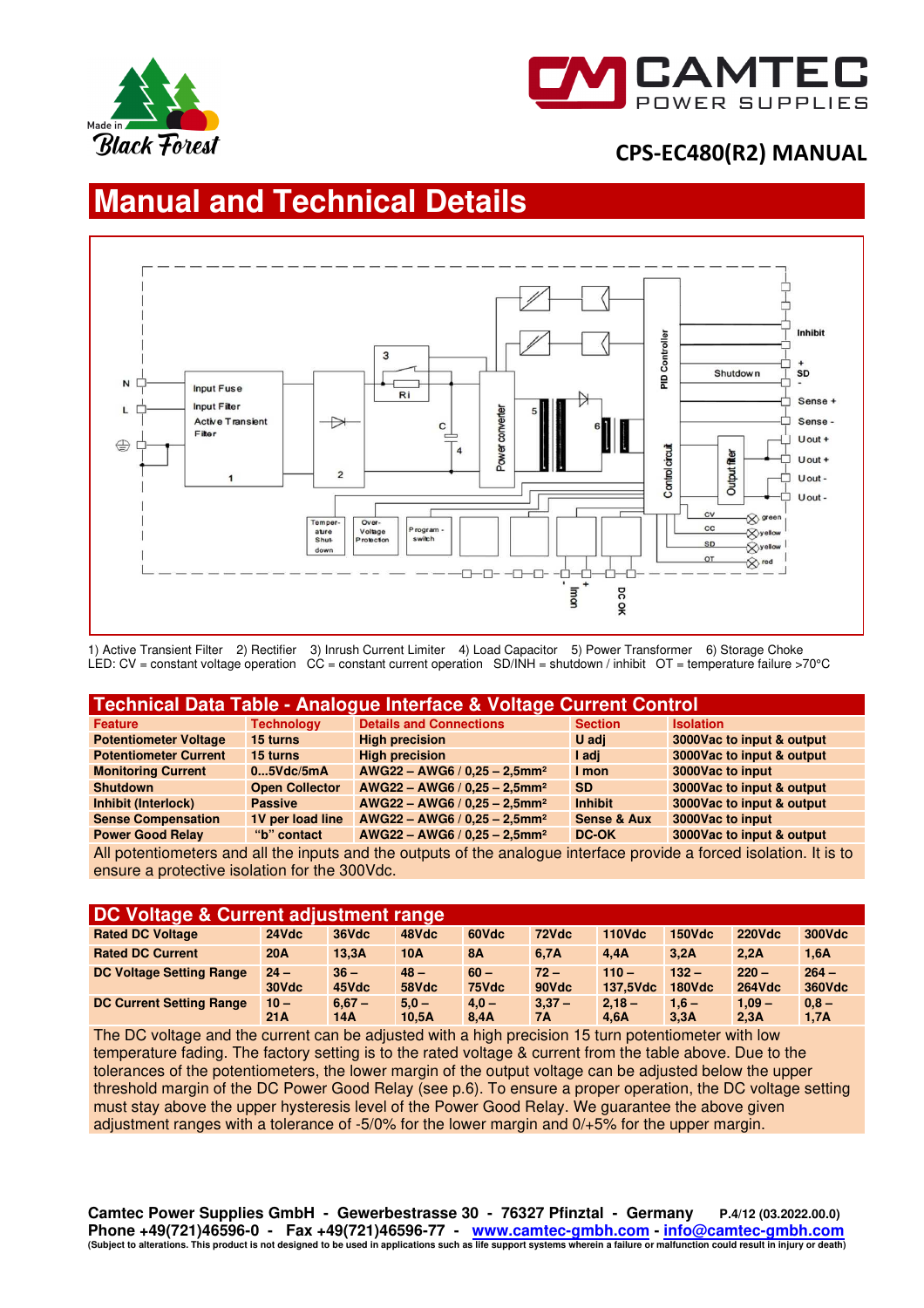CPS-EC480(R2) MANUAL

# Manual and Technical Details

1) Active Transient Filter 2) Rectifier 3) Inrush Current Limiter 4) Load Capacitor 5) Power Transformer 6) Storage Choke
LED: CV = constant voltage operation CC = constant current operation SD/INH = shutdown / inhibit OT = temperature failure >70°C

## Technical Data Table - Analogue Interface & Voltage Current Control

| Feature | Technology | Details and Connections | Section | Isolation |
|---|---|---|---|---|
| Potentiometer Voltage | 15 turns | High precision | U adj | 3000Vac to input & output |
| Potentiometer Current | 15 turns | High precision | I adj | 3000Vac to input & output |
| Monitoring Current | 0...5Vdc/5mA | AWG22 – AWG6 / 0,25 – 2,5mm² | I mon | 3000Vac to input |
| Shutdown | Open Collector | AWG22 – AWG6 / 0,25 – 2,5mm² | SD | 3000Vac to input & output |
| Inhibit (Interlock) | Passive | AWG22 – AWG6 / 0,25 – 2,5mm² | Inhibit | 3000Vac to input & output |
| Sense Compensation | 1V per load line | AWG22 – AWG6 / 0,25 – 2,5mm² | Sense & Aux | 3000Vac to input |
| Power Good Relay | "b" contact | AWG22 – AWG6 / 0,25 – 2,5mm² | DC-OK | 3000Vac to input & output |

All potentiometers and all the inputs and the outputs of the analogue interface provide a forced isolation. It is to ensure a protective isolation for the 300Vdc.

## DC Voltage & Current adjustment range

| Rated DC Voltage | 24Vdc | 36Vdc | 48Vdc | 60Vdc | 72Vdc | 110Vdc | 150Vdc | 220Vdc | 300Vdc |
|---|---|---|---|---|---|---|---|---|---|
| Rated DC Current | 20A | 13,3A | 10A | 8A | 6,7A | 4,4A | 3,2A | 2,2A | 1,6A |
| DC Voltage Setting Range | 24 – 30Vdc | 36 – 45Vdc | 48 – 58Vdc | 60 – 75Vdc | 72 – 90Vdc | 110 – 137,5Vdc | 132 – 180Vdc | 220 – 264Vdc | 264 – 360Vdc |
| DC Current Setting Range | 10 – 21A | 6,67 – 14A | 5,0 – 10,5A | 4,0 – 8,4A | 3,37 – 7A | 2,18 – 4,6A | 1,6 – 3,3A | 1,09 – 2,3A | 0,8 – 1,7A |

The DC voltage and the current can be adjusted with a high precision 15 turn potentiometer with low temperature fading. The factory setting is to the rated voltage & current from the table above. Due to the tolerances of the potentiometers, the lower margin of the output voltage can be adjusted below the upper threshold margin of the DC Power Good Relay (see p.6). To ensure a proper operation, the DC voltage setting must stay above the upper hysteresis level of the Power Good Relay. We guarantee the above given adjustment ranges with a tolerance of -5/0% for the lower margin and 0/+5% for the upper margin.

**Camtec Power Supplies GmbH - Gewerbestrasse 30 - 76327 Pfinztal - Germany**
**Phone +49(721)46596-0 - Fax +49(721)46596-77 - www.camtec-gmbh.com - info@camtec-gmbh.com**
(Subject to alterations. This product is not designed to be used in applications such as life support systems wherein a failure or malfunction could result in injury or death)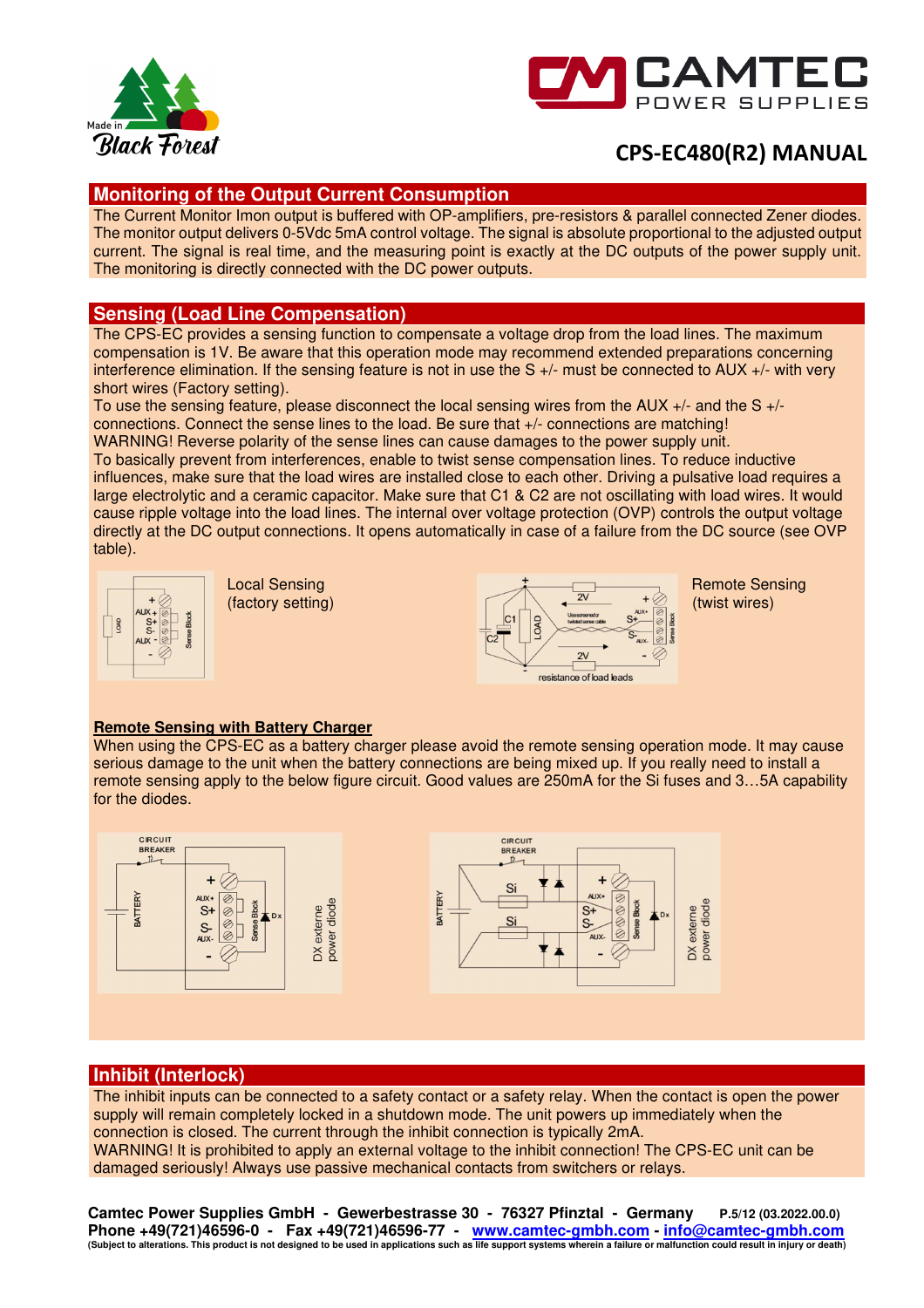## Monitoring of the Output Current Consumption

The Current Monitor Imon output is buffered with OP-amplifiers, pre-resistors & parallel connected Zener diodes. The monitor output delivers 0-5Vdc 5mA control voltage. The signal is absolute proportional to the adjusted output current. The signal is real time, and the measuring point is exactly at the DC outputs of the power supply unit. The monitoring is directly connected with the DC power outputs.

## Sensing (Load Line Compensation)

The CPS-EC provides a sensing function to compensate a voltage drop from the load lines. The maximum compensation is 1V. Be aware that this operation mode may recommend extended preparations concerning interference elimination. If the sensing feature is not in use the S +/- must be connected to AUX +/- with very short wires (Factory setting).
To use the sensing feature, please disconnect the local sensing wires from the AUX +/- and the S +/- connections. Connect the sense lines to the load. Be sure that +/- connections are matching!
WARNING! Reverse polarity of the sense lines can cause damages to the power supply unit.
To basically prevent from interferences, enable to twist sense compensation lines. To reduce inductive influences, make sure that the load wires are installed close to each other. Driving a pulsative load requires a large electrolytic and a ceramic capacitor. Make sure that C1 & C2 are not oscillating with load wires. It would cause ripple voltage into the load lines. The internal over voltage protection (OVP) controls the output voltage directly at the DC output connections. It opens automatically in case of a failure from the DC source (see OVP table).

Local Sensing (factory setting)

Remote Sensing (twist wires)

### Remote Sensing with Battery Charger

When using the CPS-EC as a battery charger please avoid the remote sensing operation mode. It may cause serious damage to the unit when the battery connections are being mixed up. If you really need to install a remote sensing apply to the below figure circuit. Good values are 250mA for the Si fuses and 3…5A capability for the diodes.

## Inhibit (Interlock)

The inhibit inputs can be connected to a safety contact or a safety relay. When the contact is open the power supply will remain completely locked in a shutdown mode. The unit powers up immediately when the connection is closed. The current through the inhibit connection is typically 2mA.
WARNING! It is prohibited to apply an external voltage to the inhibit connection! The CPS-EC unit can be damaged seriously! Always use passive mechanical contacts from switchers or relays.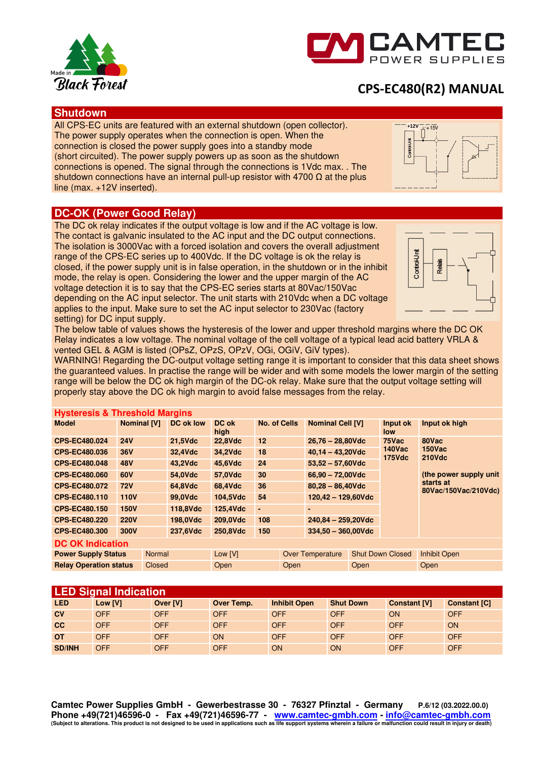## Shutdown

All CPS-EC units are featured with an external shutdown (open collector). The power supply operates when the connection is open. When the connection is closed the power supply goes into a standby mode (short circuited). The power supply powers up as soon as the shutdown connections is opened. The signal through the connections is 1Vdc max. . The shutdown connections have an internal pull-up resistor with 4700 Ω at the plus line (max. +12V inserted).

## DC-OK (Power Good Relay)

The DC ok relay indicates if the output voltage is low and if the AC voltage is low. The contact is galvanic insulated to the AC input and the DC output connections. The isolation is 3000Vac with a forced isolation and covers the overall adjustment range of the CPS-EC series up to 400Vdc. If the DC voltage is ok the relay is closed, if the power supply unit is in false operation, in the shutdown or in the inhibit mode, the relay is open. Considering the lower and the upper margin of the AC voltage detection it is to say that the CPS-EC series starts at 80Vac/150Vac depending on the AC input selector. The unit starts with 210Vdc when a DC voltage applies to the input. Make sure to set the AC input selector to 230Vac (factory setting) for DC input supply.

The below table of values shows the hysteresis of the lower and upper threshold margins where the DC OK Relay indicates a low voltage. The nominal voltage of the cell voltage of a typical lead acid battery VRLA & vented GEL & AGM is listed (OPsZ, OPzS, OPzV, OGi, OGiV, GiV types).

WARNING! Regarding the DC-output voltage setting range it is important to consider that this data sheet shows the guaranteed values. In practise the range will be wider and with some models the lower margin of the setting range will be below the DC ok high margin of the DC-ok relay. Make sure that the output voltage setting will properly stay above the DC ok high margin to avoid false messages from the relay.

### Hysteresis & Threshold Margins

| Model | Nominal [V] | DC ok low | DC ok high | No. of Cells | Nominal Cell [V] | Input ok low | Input ok high |
|---|---|---|---|---|---|---|---|
| CPS-EC480.024 | 24V | 21,5Vdc | 22,8Vdc | 12 | 26,76 – 28,80Vdc | 75Vac 140Vac 175Vdc | 80Vac 150Vac 210Vdc |
| CPS-EC480.036 | 36V | 32,4Vdc | 34,2Vdc | 18 | 40,14 – 43,20Vdc | | |
| CPS-EC480.048 | 48V | 43,2Vdc | 45,6Vdc | 24 | 53,52 – 57,60Vdc | | |
| CPS-EC480.060 | 60V | 54,0Vdc | 57,0Vdc | 30 | 66,90 – 72,00Vdc | | (the power supply unit starts at 80Vac/150Vac/210Vdc) |
| CPS-EC480.072 | 72V | 64,8Vdc | 68,4Vdc | 36 | 80,28 – 86,40Vdc | | |
| CPS-EC480.110 | 110V | 99,0Vdc | 104,5Vdc | 54 | 120,42 – 129,60Vdc | | |
| CPS-EC480.150 | 150V | 118,8Vdc | 125,4Vdc | - | - | | |
| CPS-EC480.220 | 220V | 198,0Vdc | 209,0Vdc | 108 | 240,84 – 259,20Vdc | | |
| CPS-EC480.300 | 300V | 237,6Vdc | 250,8Vdc | 150 | 334,50 – 360,00Vdc | | |

### DC OK Indication

| Power Supply Status | Normal | Low [V] | Over Temperature | Shut Down Closed | Inhibit Open |
|---|---|---|---|---|---|
| Relay Operation status | Closed | Open | Open | Open | Open |

## LED Signal Indication

| LED | Low [V] | Over [V] | Over Temp. | Inhibit Open | Shut Down | Constant [V] | Constant [C] |
|---|---|---|---|---|---|---|---|
| CV | OFF | OFF | OFF | OFF | OFF | ON | OFF |
| CC | OFF | OFF | OFF | OFF | OFF | OFF | ON |
| OT | OFF | OFF | ON | OFF | OFF | OFF | OFF |
| SD/INH | OFF | OFF | OFF | ON | ON | OFF | OFF |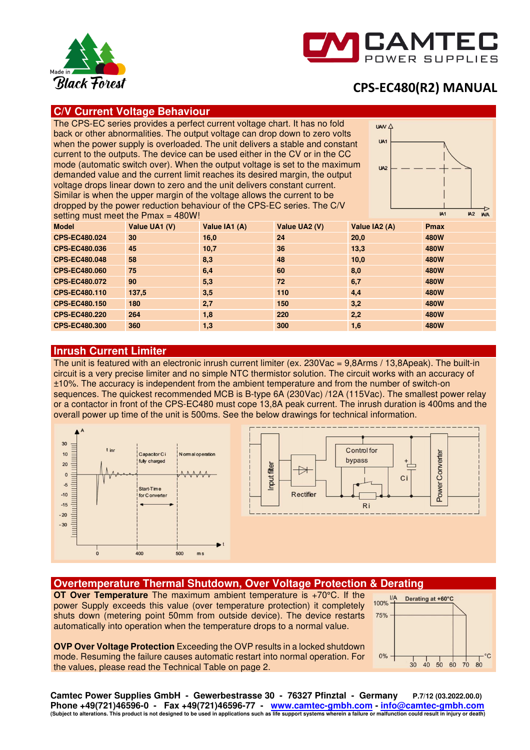## C/V Current Voltage Behaviour

The CPS-EC series provides a perfect current voltage chart. It has no fold back or other abnormalities. The output voltage can drop down to zero volts when the power supply is overloaded. The unit delivers a stable and constant current to the outputs. The device can be used either in the CV or in the CC mode (automatic switch over). When the output voltage is set to the maximum demanded value and the current limit reaches its desired margin, the output voltage drops linear down to zero and the unit delivers constant current. Similar is when the upper margin of the voltage allows the current to be dropped by the power reduction behaviour of the CPS-EC series. The C/V setting must meet the Pmax = 480W!

| Model | Value UA1 (V) | Value IA1 (A) | Value UA2 (V) | Value IA2 (A) | Pmax |
|---|---|---|---|---|---|
| CPS-EC480.024 | 30 | 16,0 | 24 | 20,0 | 480W |
| CPS-EC480.036 | 45 | 10,7 | 36 | 13,3 | 480W |
| CPS-EC480.048 | 58 | 8,3 | 48 | 10,0 | 480W |
| CPS-EC480.060 | 75 | 6,4 | 60 | 8,0 | 480W |
| CPS-EC480.072 | 90 | 5,3 | 72 | 6,7 | 480W |
| CPS-EC480.110 | 137,5 | 3,5 | 110 | 4,4 | 480W |
| CPS-EC480.150 | 180 | 2,7 | 150 | 3,2 | 480W |
| CPS-EC480.220 | 264 | 1,8 | 220 | 2,2 | 480W |
| CPS-EC480.300 | 360 | 1,3 | 300 | 1,6 | 480W |

## Inrush Current Limiter

The unit is featured with an electronic inrush current limiter (ex. 230Vac = 9,8Arms / 13,8Apeak). The built-in circuit is a very precise limiter and no simple NTC thermistor solution. The circuit works with an accuracy of ±10%. The accuracy is independent from the ambient temperature and from the number of switch-on sequences. The quickest recommended MCB is B-type 6A (230Vac) /12A (115Vac). The smallest power relay or a contactor in front of the CPS-EC480 must cope 13,8A peak current. The inrush duration is 400ms and the overall power up time of the unit is 500ms. See the below drawings for technical information.

## Overtemperature Thermal Shutdown, Over Voltage Protection & Derating

**OT Over Temperature** The maximum ambient temperature is +70°C. If the power Supply exceeds this value (over temperature protection) it completely shuts down (metering point 50mm from outside device). The device restarts automatically into operation when the temperature drops to a normal value.

**OVP Over Voltage Protection** Exceeding the OVP results in a locked shutdown mode. Resuming the failure causes automatic restart into normal operation. For the values, please read the Technical Table on page 2.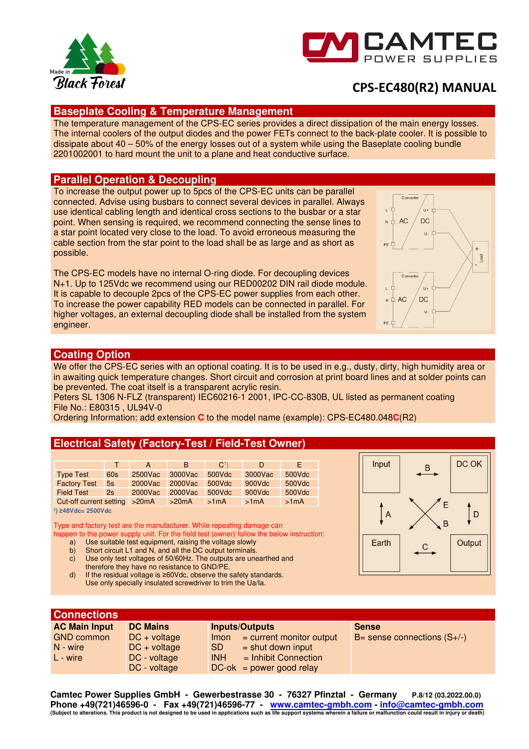# CPS-EC480(R2) MANUAL

## Baseplate Cooling & Temperature Management

The temperature management of the CPS-EC series provides a direct dissipation of the main energy losses. The internal coolers of the output diodes and the power FETs connect to the back-plate cooler. It is possible to dissipate about 40 – 50% of the energy losses out of a system while using the Baseplate cooling bundle 2201002001 to hard mount the unit to a plane and heat conductive surface.

## Parallel Operation & Decoupling

To increase the output power up to 5pcs of the CPS-EC units can be parallel connected. Advise using busbars to connect several devices in parallel. Always use identical cabling length and identical cross sections to the busbar or a star point. When sensing is required, we recommend connecting the sense lines to a star point located very close to the load. To avoid erroneous measuring the cable section from the star point to the load shall be as large and as short as possible.

The CPS-EC models have no internal O-ring diode. For decoupling devices N+1. Up to 125Vdc we recommend using our RED00202 DIN rail diode module. It is capable to decouple 2pcs of the CPS-EC power supplies from each other. To increase the power capability RED models can be connected in parallel. For higher voltages, an external decoupling diode shall be installed from the system engineer.

## Coating Option

We offer the CPS-EC series with an optional coating. It is to be used in e.g., dusty, dirty, high humidity area or in awaiting quick temperature changes. Short circuit and corrosion at print board lines and at solder points can be prevented. The coat itself is a transparent acrylic resin.
Peters SL 1306 N-FLZ (transparent) IEC60216-1 2001, IPC-CC-830B, UL listed as permanent coating
File No.: E80315 , UL94V-0
Ordering Information: add extension **C** to the model name (example): CPS-EC480.048**C**(R2)

## Electrical Safety (Factory-Test / Field-Test Owner)

| | T | A | B | C[1] | D | E |
|---|---|---|---|---|---|---|
| Type Test | 60s | 2500Vac | 3000Vac | 500Vdc | 3000Vac | 500Vdc |
| Factory Test | 5s | 2000Vac | 2000Vac | 500Vdc | 900Vdc | 500Vdc |
| Field Test | 2s | 2000Vac | 2000Vac | 500Vdc | 900Vdc | 500Vdc |
| Cut-off current setting | | >20mA | >20mA | >1mA | >1mA | >1mA |

[1] ≥48Vdc= 2500Vdc

Type and factory test are the manufacturer. While repeating damage can happen to the power supply unit. For the field test (owner) follow the below instruction:

a) Use suitable test equipment, raising the voltage slowly
b) Short circuit L1 and N, and all the DC output terminals.
c) Use only test voltages of 50/60Hz. The outputs are unearthed and therefore they have no resistance to GND/PE.
d) If the residual voltage is ≥60Vdc, observe the safety standards. Use only specially insulated screwdriver to trim the Ua/Ia.

Input — B — DC OK; Input — A — Earth; DC OK — D — Output; Earth — C — Output; Input — E — Output; DC OK — B — Earth

## Connections

| AC Main Input | DC Mains | Inputs/Outputs | Sense |
|---|---|---|---|
| GND common | DC + voltage | Imon = current monitor output | B= sense connections (S+/-) |
| N - wire | DC + voltage | SD = shut down input | |
| L - wire | DC - voltage | INH = Inhibit Connection | |
| | DC - voltage | DC-ok = power good relay | |

**Camtec Power Supplies GmbH - Gewerbestrasse 30 - 76327 Pfinztal - Germany** P.8/12 (03.2022.00.0)
**Phone +49(721)46596-0 - Fax +49(721)46596-77 - www.camtec-gmbh.com - info@camtec-gmbh.com**
(Subject to alterations. This product is not designed to be used in applications such as life support systems wherein a failure or malfunction could result in injury or death)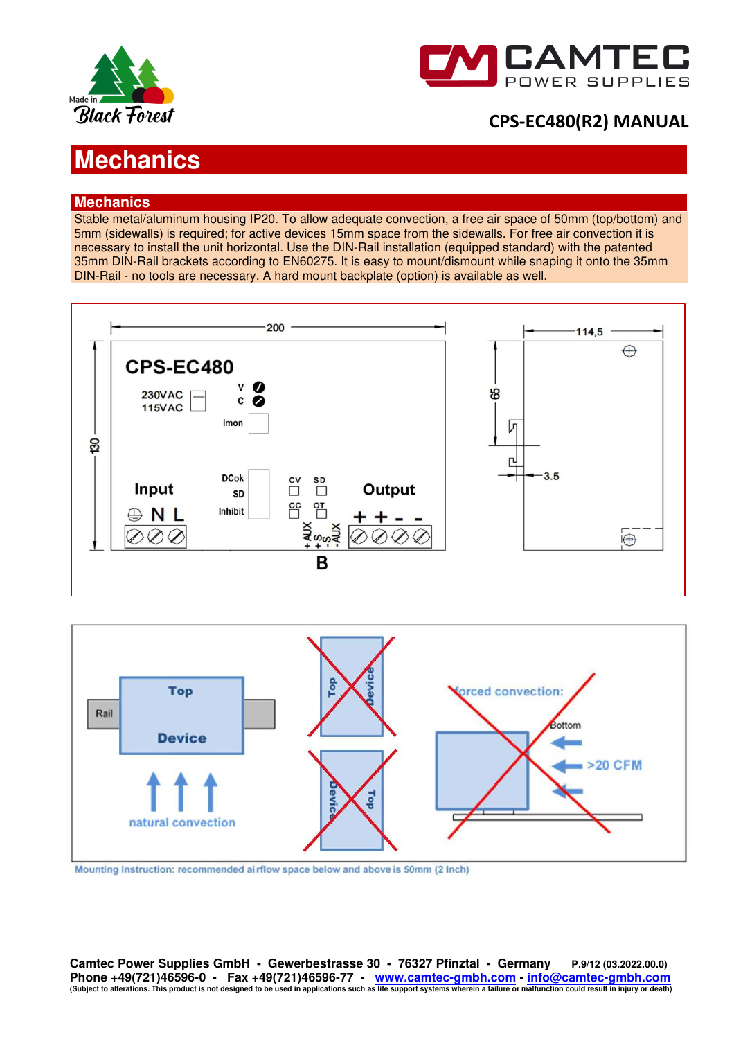# Mechanics

## Mechanics

Stable metal/aluminum housing IP20. To allow adequate convection, a free air space of 50mm (top/bottom) and 5mm (sidewalls) is required; for active devices 15mm space from the sidewalls. For free air convection it is necessary to install the unit horizontal. Use the DIN-Rail installation (equipped standard) with the patented 35mm DIN-Rail brackets according to EN60275. It is easy to mount/dismount while snaping it onto the 35mm DIN-Rail - no tools are necessary. A hard mount backplate (option) is available as well.

Mounting Instruction: recommended airflow space below and above is 50mm (2 Inch)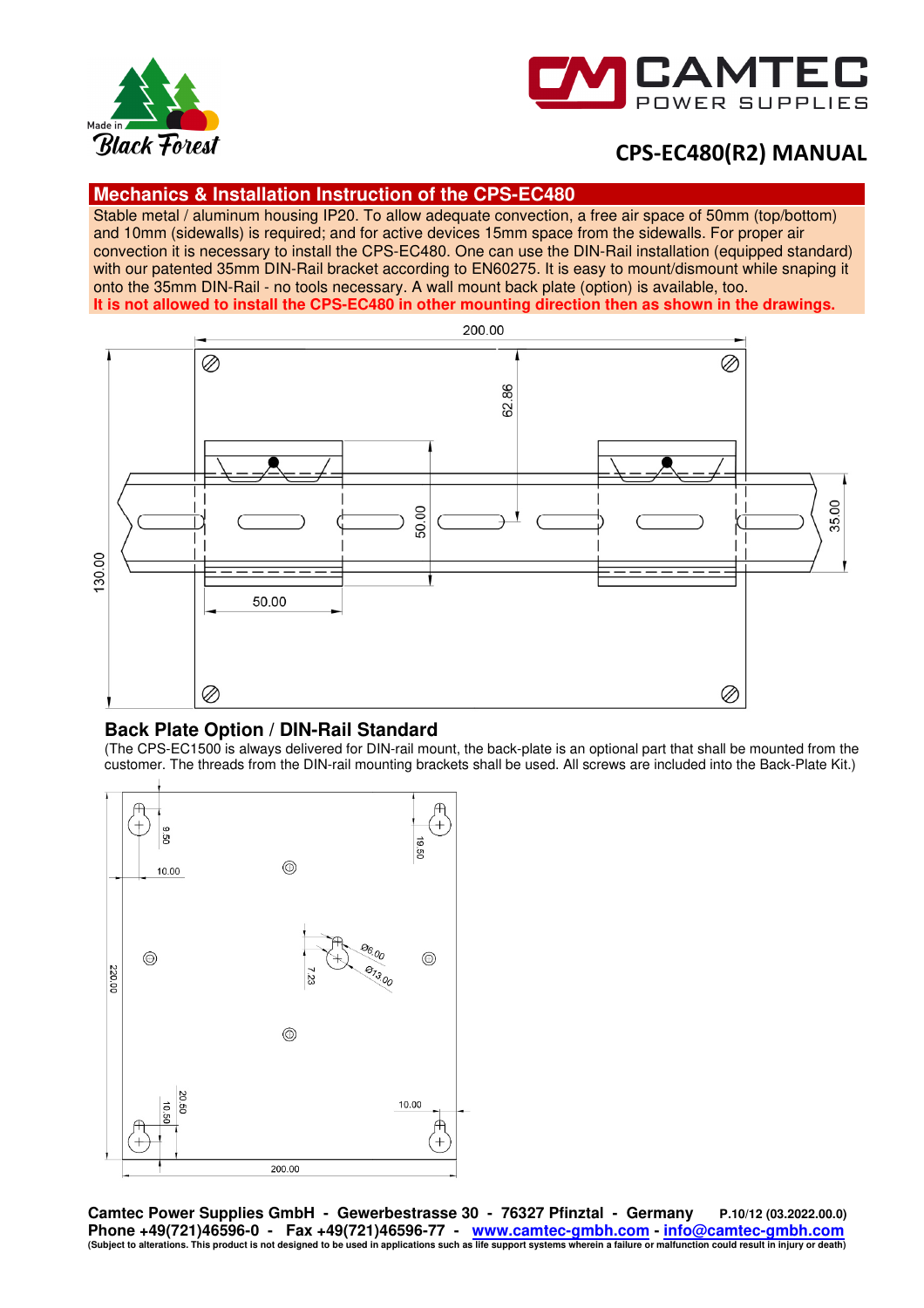## Mechanics & Installation Instruction of the CPS-EC480

Stable metal / aluminum housing IP20. To allow adequate convection, a free air space of 50mm (top/bottom) and 10mm (sidewalls) is required; and for active devices 15mm space from the sidewalls. For proper air convection it is necessary to install the CPS-EC480. One can use the DIN-Rail installation (equipped standard) with our patented 35mm DIN-Rail bracket according to EN60275. It is easy to mount/dismount while snaping it onto the 35mm DIN-Rail - no tools necessary. A wall mount back plate (option) is available, too.

**It is not allowed to install the CPS-EC480 in other mounting direction then as shown in the drawings.**

## Back Plate Option / DIN-Rail Standard

(The CPS-EC1500 is always delivered for DIN-rail mount, the back-plate is an optional part that shall be mounted from the customer. The threads from the DIN-rail mounting brackets shall be used. All screws are included into the Back-Plate Kit.)

**Camtec Power Supplies GmbH - Gewerbestrasse 30 - 76327 Pfinztal - Germany**

**Phone +49(721)46596-0 - Fax +49(721)46596-77 - www.camtec-gmbh.com - info@camtec-gmbh.com**

(Subject to alterations. This product is not designed to be used in applications such as life support systems wherein a failure or malfunction could result in injury or death)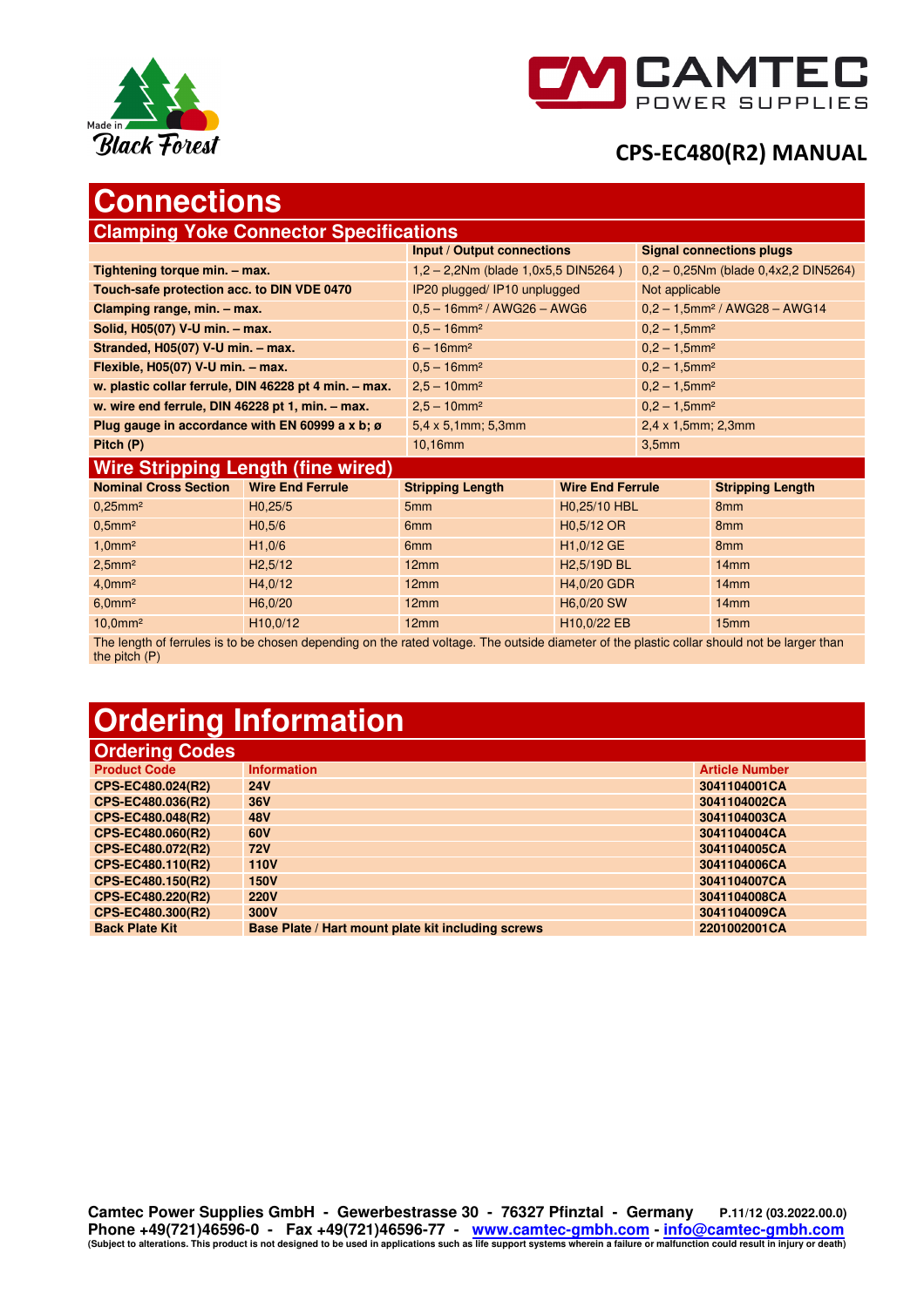# Connections

## Clamping Yoke Connector Specifications

| | Input / Output connections | Signal connections plugs |
|---|---|---|
| **Tightening torque min. – max.** | 1,2 – 2,2Nm (blade 1,0x5,5 DIN5264 ) | 0,2 – 0,25Nm (blade 0,4x2,2 DIN5264) |
| **Touch-safe protection acc. to DIN VDE 0470** | IP20 plugged/ IP10 unplugged | Not applicable |
| **Clamping range, min. – max.** | 0,5 – 16mm² / AWG26 – AWG6 | 0,2 – 1,5mm² / AWG28 – AWG14 |
| **Solid, H05(07) V-U min. – max.** | 0,5 – 16mm² | 0,2 – 1,5mm² |
| **Stranded, H05(07) V-U min. – max.** | 6 – 16mm² | 0,2 – 1,5mm² |
| **Flexible, H05(07) V-U min. – max.** | 0,5 – 16mm² | 0,2 – 1,5mm² |
| **w. plastic collar ferrule, DIN 46228 pt 4 min. – max.** | 2,5 – 10mm² | 0,2 – 1,5mm² |
| **w. wire end ferrule, DIN 46228 pt 1, min. – max.** | 2,5 – 10mm² | 0,2 – 1,5mm² |
| **Plug gauge in accordance with EN 60999 a x b; ø** | 5,4 x 5,1mm; 5,3mm | 2,4 x 1,5mm; 2,3mm |
| **Pitch (P)** | 10,16mm | 3,5mm |

## Wire Stripping Length (fine wired)

| Nominal Cross Section | Wire End Ferrule | Stripping Length | Wire End Ferrule | Stripping Length |
|---|---|---|---|---|
| 0,25mm² | H0,25/5 | 5mm | H0,25/10 HBL | 8mm |
| 0,5mm² | H0,5/6 | 6mm | H0,5/12 OR | 8mm |
| 1,0mm² | H1,0/6 | 6mm | H1,0/12 GE | 8mm |
| 2,5mm² | H2,5/12 | 12mm | H2,5/19D BL | 14mm |
| 4,0mm² | H4,0/12 | 12mm | H4,0/20 GDR | 14mm |
| 6,0mm² | H6,0/20 | 12mm | H6,0/20 SW | 14mm |
| 10,0mm² | H10,0/12 | 12mm | H10,0/22 EB | 15mm |

The length of ferrules is to be chosen depending on the rated voltage. The outside diameter of the plastic collar should not be larger than the pitch (P)

# Ordering Information

## Ordering Codes

| Product Code | Information | Article Number |
|---|---|---|
| **CPS-EC480.024(R2)** | **24V** | **3041104001CA** |
| **CPS-EC480.036(R2)** | **36V** | **3041104002CA** |
| **CPS-EC480.048(R2)** | **48V** | **3041104003CA** |
| **CPS-EC480.060(R2)** | **60V** | **3041104004CA** |
| **CPS-EC480.072(R2)** | **72V** | **3041104005CA** |
| **CPS-EC480.110(R2)** | **110V** | **3041104006CA** |
| **CPS-EC480.150(R2)** | **150V** | **3041104007CA** |
| **CPS-EC480.220(R2)** | **220V** | **3041104008CA** |
| **CPS-EC480.300(R2)** | **300V** | **3041104009CA** |
| **Back Plate Kit** | **Base Plate / Hart mount plate kit including screws** | **2201002001CA** |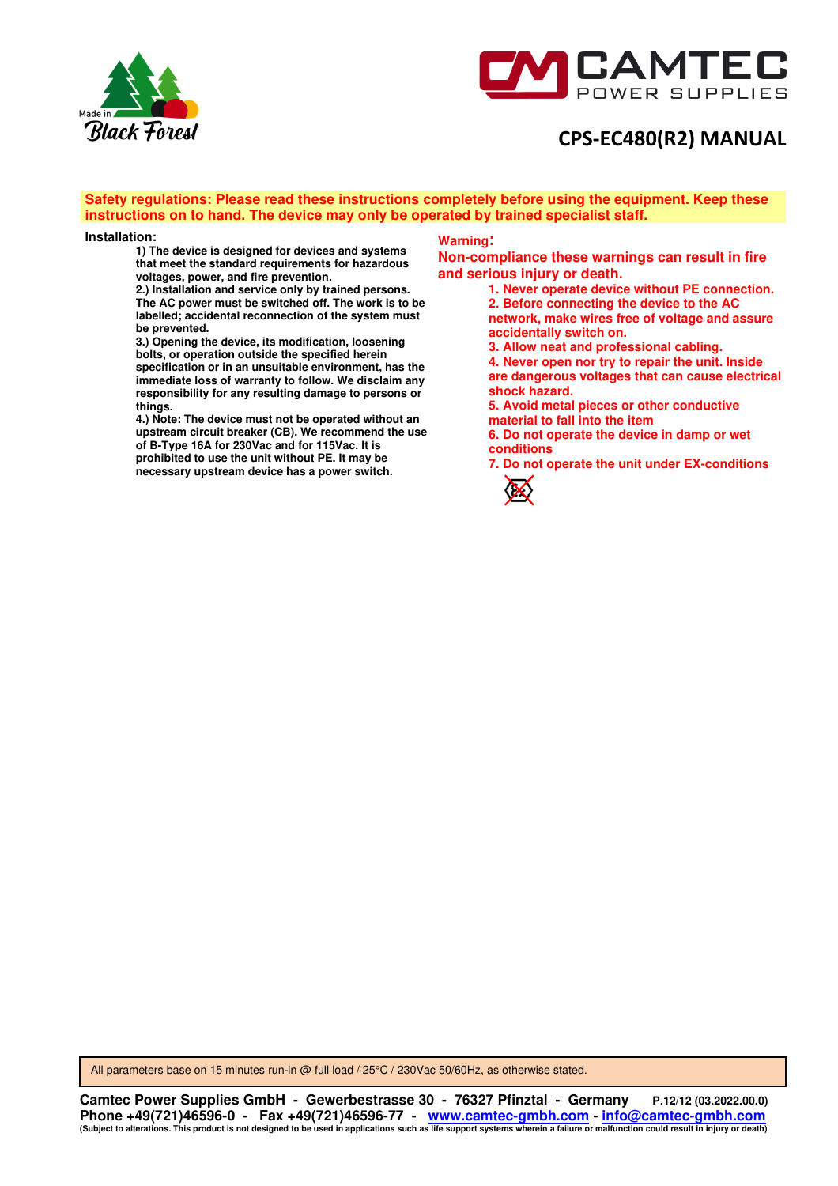# CPS-EC480(R2) MANUAL

**Safety regulations: Please read these instructions completely before using the equipment. Keep these instructions on to hand. The device may only be operated by trained specialist staff.**

**Installation:**

1) The device is designed for devices and systems that meet the standard requirements for hazardous voltages, power, and fire prevention.
2.) Installation and service only by trained persons. The AC power must be switched off. The work is to be labelled; accidental reconnection of the system must be prevented.
3.) Opening the device, its modification, loosening bolts, or operation outside the specified herein specification or in an unsuitable environment, has the immediate loss of warranty to follow. We disclaim any responsibility for any resulting damage to persons or things.
4.) Note: The device must not be operated without an upstream circuit breaker (CB). We recommend the use of B-Type 16A for 230Vac and for 115Vac. It is prohibited to use the unit without PE. It may be necessary upstream device has a power switch.

**Warning:**

**Non-compliance these warnings can result in fire and serious injury or death.**

1. Never operate device without PE connection.
2. Before connecting the device to the AC network, make wires free of voltage and assure accidentally switch on.
3. Allow neat and professional cabling.
4. Never open nor try to repair the unit. Inside are dangerous voltages that can cause electrical shock hazard.
5. Avoid metal pieces or other conductive material to fall into the item
6. Do not operate the device in damp or wet conditions
7. Do not operate the unit under EX-conditions

All parameters base on 15 minutes run-in @ full load / 25°C / 230Vac 50/60Hz, as otherwise stated.

**Camtec Power Supplies GmbH - Gewerbestrasse 30 - 76327 Pfinztal - Germany** P.12/12 (03.2022.00.0)
**Phone +49(721)46596-0 - Fax +49(721)46596-77 - www.camtec-gmbh.com - info@camtec-gmbh.com**
(Subject to alterations. This product is not designed to be used in applications such as life support systems wherein a failure or malfunction could result in injury or death)